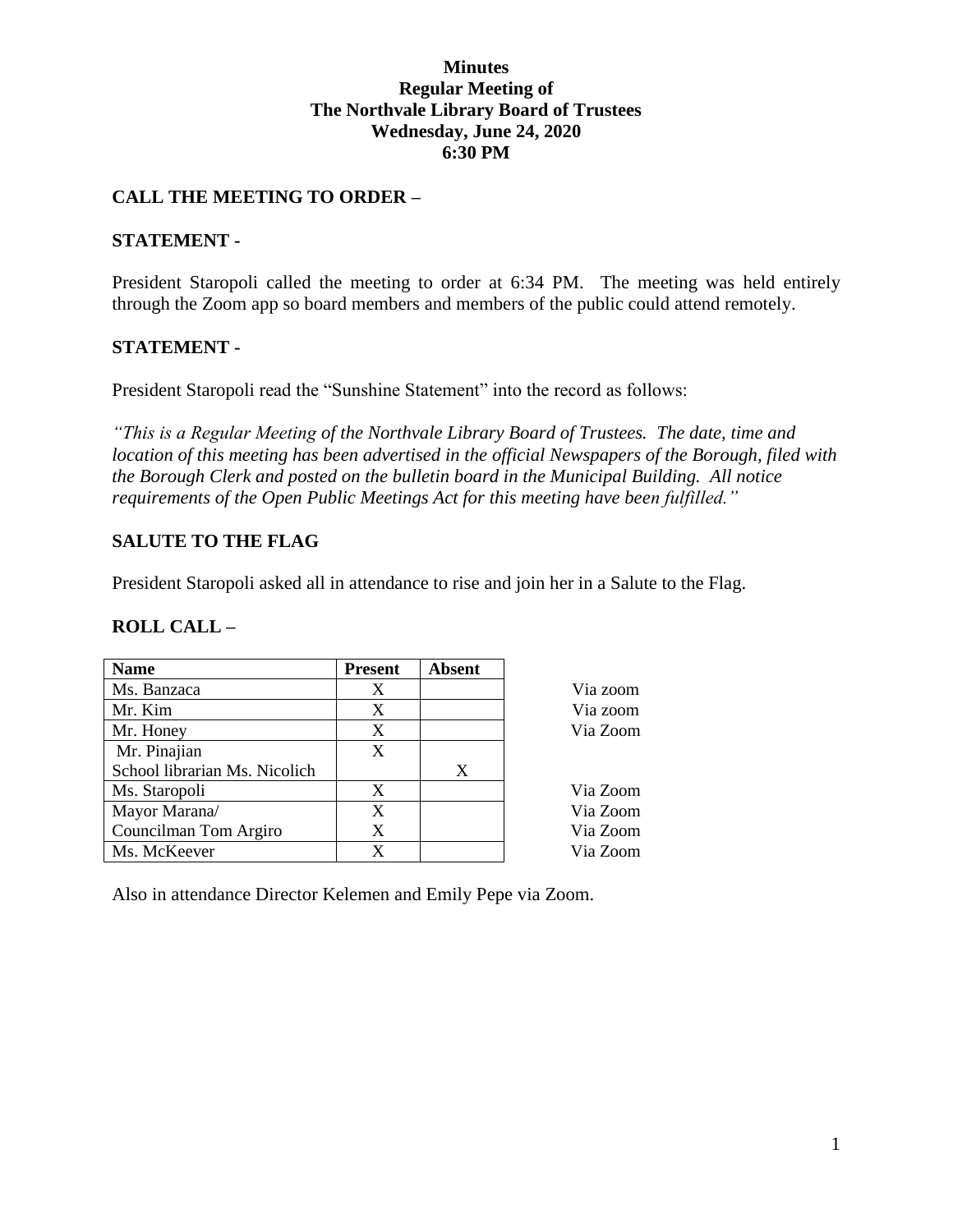**Minutes**
**Regular Meeting of**
**The Northvale Library Board of Trustees**
**Wednesday, June 24, 2020**
**6:30 PM**

## CALL THE MEETING TO ORDER –

## STATEMENT -

President Staropoli called the meeting to order at 6:34 PM. The meeting was held entirely through the Zoom app so board members and members of the public could attend remotely.

## STATEMENT -

President Staropoli read the "Sunshine Statement" into the record as follows:

*"This is a Regular Meeting of the Northvale Library Board of Trustees. The date, time and location of this meeting has been advertised in the official Newspapers of the Borough, filed with the Borough Clerk and posted on the bulletin board in the Municipal Building. All notice requirements of the Open Public Meetings Act for this meeting have been fulfilled."*

## SALUTE TO THE FLAG

President Staropoli asked all in attendance to rise and join her in a Salute to the Flag.

## ROLL CALL –

| Name | Present | Absent | |
|---|---|---|---|
| Ms. Banzaca | X | | Via zoom |
| Mr. Kim | X | | Via zoom |
| Mr. Honey | X | | Via Zoom |
| Mr. Pinajian | X | | |
| School librarian Ms. Nicolich | | X | |
| Ms. Staropoli | X | | Via Zoom |
| Mayor Marana/ | X | | Via Zoom |
| Councilman Tom Argiro | X | | Via Zoom |
| Ms. McKeever | X | | Via Zoom |

Also in attendance Director Kelemen and Emily Pepe via Zoom.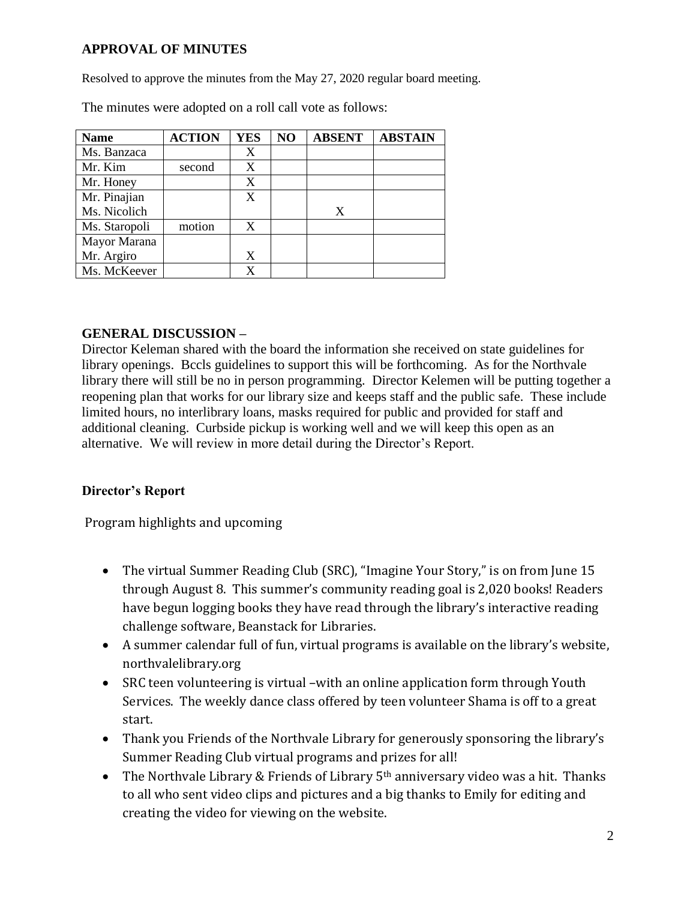## APPROVAL OF MINUTES

Resolved to approve the minutes from the May 27, 2020 regular board meeting.

The minutes were adopted on a roll call vote as follows:

| Name | ACTION | YES | NO | ABSENT | ABSTAIN |
|---|---|---|---|---|---|
| Ms. Banzaca | | X | | | |
| Mr. Kim | second | X | | | |
| Mr. Honey | | X | | | |
| Mr. Pinajian | | X | | | |
| Ms. Nicolich | | | | X | |
| Ms. Staropoli | motion | X | | | |
| Mayor Marana | | | | | |
| Mr. Argiro | | X | | | |
| Ms. McKeever | | X | | | |

## GENERAL DISCUSSION –

Director Keleman shared with the board the information she received on state guidelines for library openings. Bccls guidelines to support this will be forthcoming. As for the Northvale library there will still be no in person programming. Director Kelemen will be putting together a reopening plan that works for our library size and keeps staff and the public safe. These include limited hours, no interlibrary loans, masks required for public and provided for staff and additional cleaning. Curbside pickup is working well and we will keep this open as an alternative. We will review in more detail during the Director's Report.

### Director's Report

Program highlights and upcoming

- The virtual Summer Reading Club (SRC), "Imagine Your Story," is on from June 15 through August 8. This summer's community reading goal is 2,020 books! Readers have begun logging books they have read through the library's interactive reading challenge software, Beanstack for Libraries.
- A summer calendar full of fun, virtual programs is available on the library's website, northvalelibrary.org
- SRC teen volunteering is virtual –with an online application form through Youth Services. The weekly dance class offered by teen volunteer Shama is off to a great start.
- Thank you Friends of the Northvale Library for generously sponsoring the library's Summer Reading Club virtual programs and prizes for all!
- The Northvale Library & Friends of Library 5th anniversary video was a hit. Thanks to all who sent video clips and pictures and a big thanks to Emily for editing and creating the video for viewing on the website.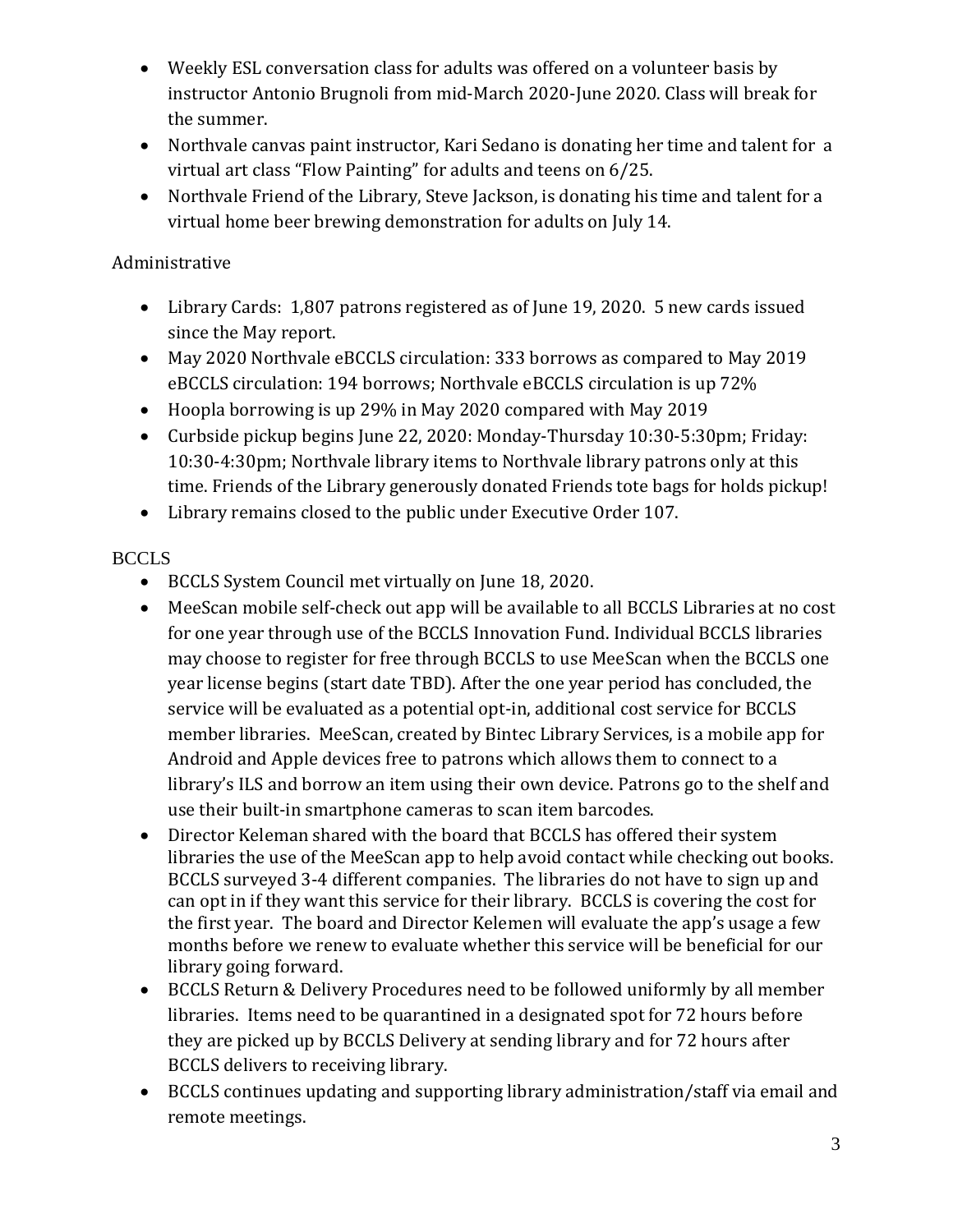- Weekly ESL conversation class for adults was offered on a volunteer basis by instructor Antonio Brugnoli from mid-March 2020-June 2020. Class will break for the summer.
- Northvale canvas paint instructor, Kari Sedano is donating her time and talent for a virtual art class "Flow Painting" for adults and teens on 6/25.
- Northvale Friend of the Library, Steve Jackson, is donating his time and talent for a virtual home beer brewing demonstration for adults on July 14.

Administrative

- Library Cards: 1,807 patrons registered as of June 19, 2020. 5 new cards issued since the May report.
- May 2020 Northvale eBCCLS circulation: 333 borrows as compared to May 2019 eBCCLS circulation: 194 borrows; Northvale eBCCLS circulation is up 72%
- Hoopla borrowing is up 29% in May 2020 compared with May 2019
- Curbside pickup begins June 22, 2020: Monday-Thursday 10:30-5:30pm; Friday: 10:30-4:30pm; Northvale library items to Northvale library patrons only at this time. Friends of the Library generously donated Friends tote bags for holds pickup!
- Library remains closed to the public under Executive Order 107.

BCCLS

- BCCLS System Council met virtually on June 18, 2020.
- MeeScan mobile self-check out app will be available to all BCCLS Libraries at no cost for one year through use of the BCCLS Innovation Fund. Individual BCCLS libraries may choose to register for free through BCCLS to use MeeScan when the BCCLS one year license begins (start date TBD). After the one year period has concluded, the service will be evaluated as a potential opt-in, additional cost service for BCCLS member libraries. MeeScan, created by Bintec Library Services, is a mobile app for Android and Apple devices free to patrons which allows them to connect to a library's ILS and borrow an item using their own device. Patrons go to the shelf and use their built-in smartphone cameras to scan item barcodes.
- Director Keleman shared with the board that BCCLS has offered their system libraries the use of the MeeScan app to help avoid contact while checking out books. BCCLS surveyed 3-4 different companies. The libraries do not have to sign up and can opt in if they want this service for their library. BCCLS is covering the cost for the first year. The board and Director Kelemen will evaluate the app's usage a few months before we renew to evaluate whether this service will be beneficial for our library going forward.
- BCCLS Return & Delivery Procedures need to be followed uniformly by all member libraries. Items need to be quarantined in a designated spot for 72 hours before they are picked up by BCCLS Delivery at sending library and for 72 hours after BCCLS delivers to receiving library.
- BCCLS continues updating and supporting library administration/staff via email and remote meetings.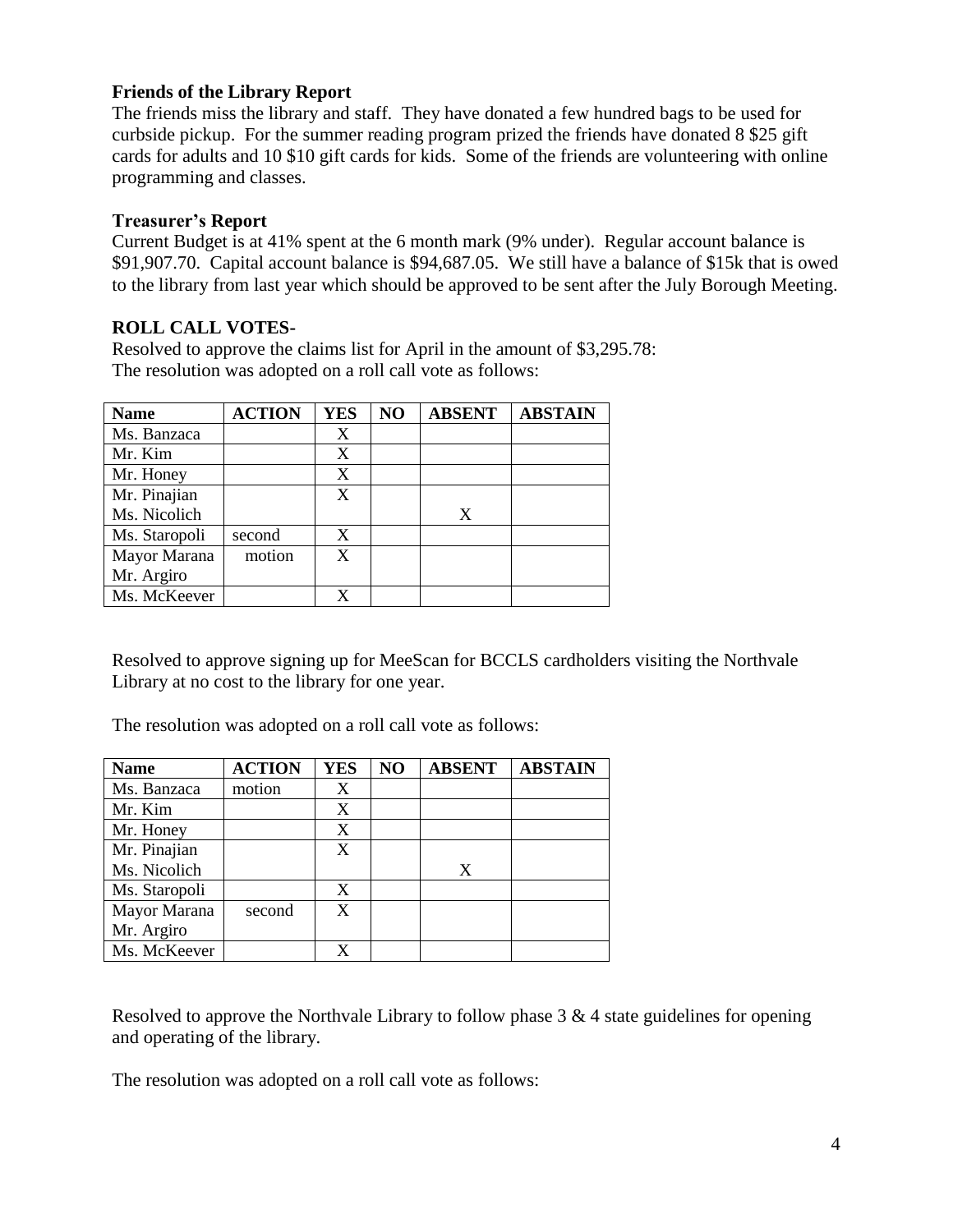**Friends of the Library Report**

The friends miss the library and staff. They have donated a few hundred bags to be used for curbside pickup. For the summer reading program prized the friends have donated 8 $25 gift cards for adults and 10 $10 gift cards for kids. Some of the friends are volunteering with online programming and classes.

**Treasurer's Report**

Current Budget is at 41% spent at the 6 month mark (9% under). Regular account balance is $91,907.70. Capital account balance is $94,687.05. We still have a balance of $15k that is owed to the library from last year which should be approved to be sent after the July Borough Meeting.

**ROLL CALL VOTES-**

Resolved to approve the claims list for April in the amount of $3,295.78:
The resolution was adopted on a roll call vote as follows:

| Name | ACTION | YES | NO | ABSENT | ABSTAIN |
|---|---|---|---|---|---|
| Ms. Banzaca | | X | | | |
| Mr. Kim | | X | | | |
| Mr. Honey | | X | | | |
| Mr. Pinajian | | X | | | |
| Ms. Nicolich | | | | X | |
| Ms. Staropoli | second | X | | | |
| Mayor Marana | motion | X | | | |
| Mr. Argiro | | | | | |
| Ms. McKeever | | X | | | |

Resolved to approve signing up for MeeScan for BCCLS cardholders visiting the Northvale Library at no cost to the library for one year.

The resolution was adopted on a roll call vote as follows:

| Name | ACTION | YES | NO | ABSENT | ABSTAIN |
|---|---|---|---|---|---|
| Ms. Banzaca | motion | X | | | |
| Mr. Kim | | X | | | |
| Mr. Honey | | X | | | |
| Mr. Pinajian | | X | | | |
| Ms. Nicolich | | | | X | |
| Ms. Staropoli | | X | | | |
| Mayor Marana | second | X | | | |
| Mr. Argiro | | | | | |
| Ms. McKeever | | X | | | |

Resolved to approve the Northvale Library to follow phase 3 & 4 state guidelines for opening and operating of the library.

The resolution was adopted on a roll call vote as follows: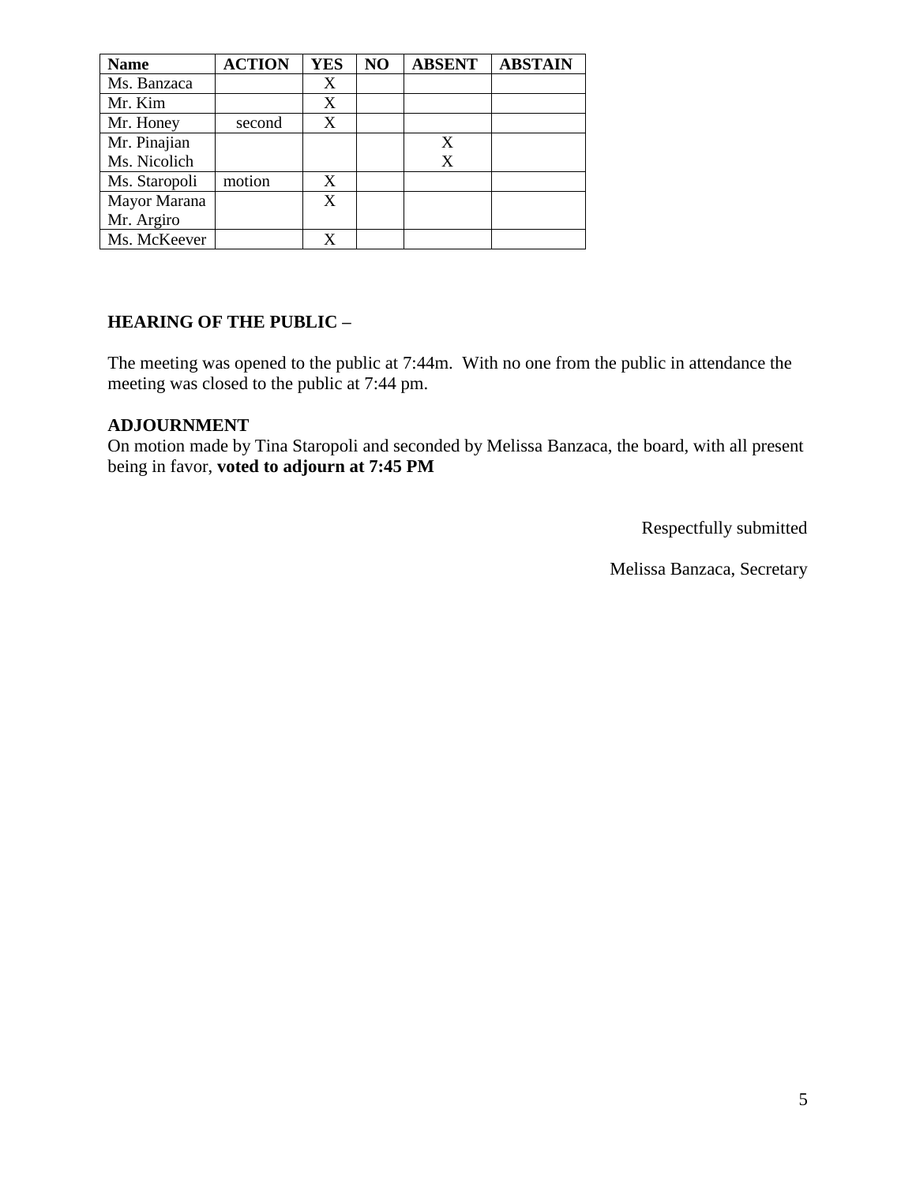| Name | ACTION | YES | NO | ABSENT | ABSTAIN |
| --- | --- | --- | --- | --- | --- |
| Ms. Banzaca | | X | | | |
| Mr. Kim | | X | | | |
| Mr. Honey | second | X | | | |
| Mr. Pinajian | | | | X | |
| Ms. Nicolich | | | | X | |
| Ms. Staropoli | motion | X | | | |
| Mayor Marana | | X | | | |
| Mr. Argiro | | | | | |
| Ms. McKeever | | X | | | |

**HEARING OF THE PUBLIC –**

The meeting was opened to the public at 7:44m. With no one from the public in attendance the meeting was closed to the public at 7:44 pm.

**ADJOURNMENT**

On motion made by Tina Staropoli and seconded by Melissa Banzaca, the board, with all present being in favor, **voted to adjourn at 7:45 PM**

Respectfully submitted

Melissa Banzaca, Secretary